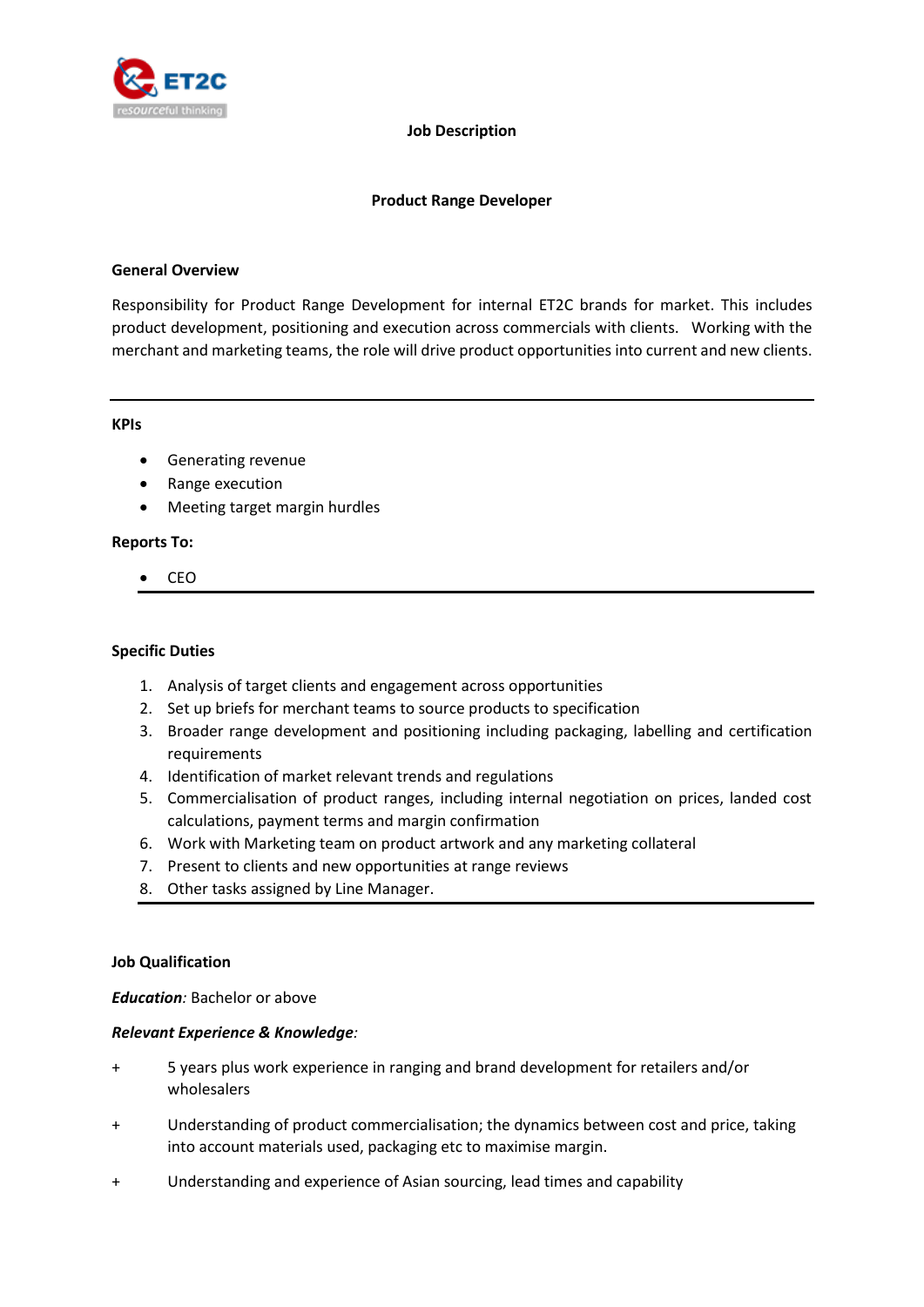ET2C
resourceful thinking

# Job Description

## Product Range Developer

### General Overview

Responsibility for Product Range Development for internal ET2C brands for market. This includes product development, positioning and execution across commercials with clients. Working with the merchant and marketing teams, the role will drive product opportunities into current and new clients.

---

### KPIs

- Generating revenue
- Range execution
- Meeting target margin hurdles

### Reports To:

- CEO

---

### Specific Duties

1. Analysis of target clients and engagement across opportunities
2. Set up briefs for merchant teams to source products to specification
3. Broader range development and positioning including packaging, labelling and certification requirements
4. Identification of market relevant trends and regulations
5. Commercialisation of product ranges, including internal negotiation on prices, landed cost calculations, payment terms and margin confirmation
6. Work with Marketing team on product artwork and any marketing collateral
7. Present to clients and new opportunities at range reviews
8. Other tasks assigned by Line Manager.

---

### Job Qualification

***Education****:* Bachelor or above

***Relevant Experience & Knowledge****:*

\+ 5 years plus work experience in ranging and brand development for retailers and/or wholesalers

\+ Understanding of product commercialisation; the dynamics between cost and price, taking into account materials used, packaging etc to maximise margin.

\+ Understanding and experience of Asian sourcing, lead times and capability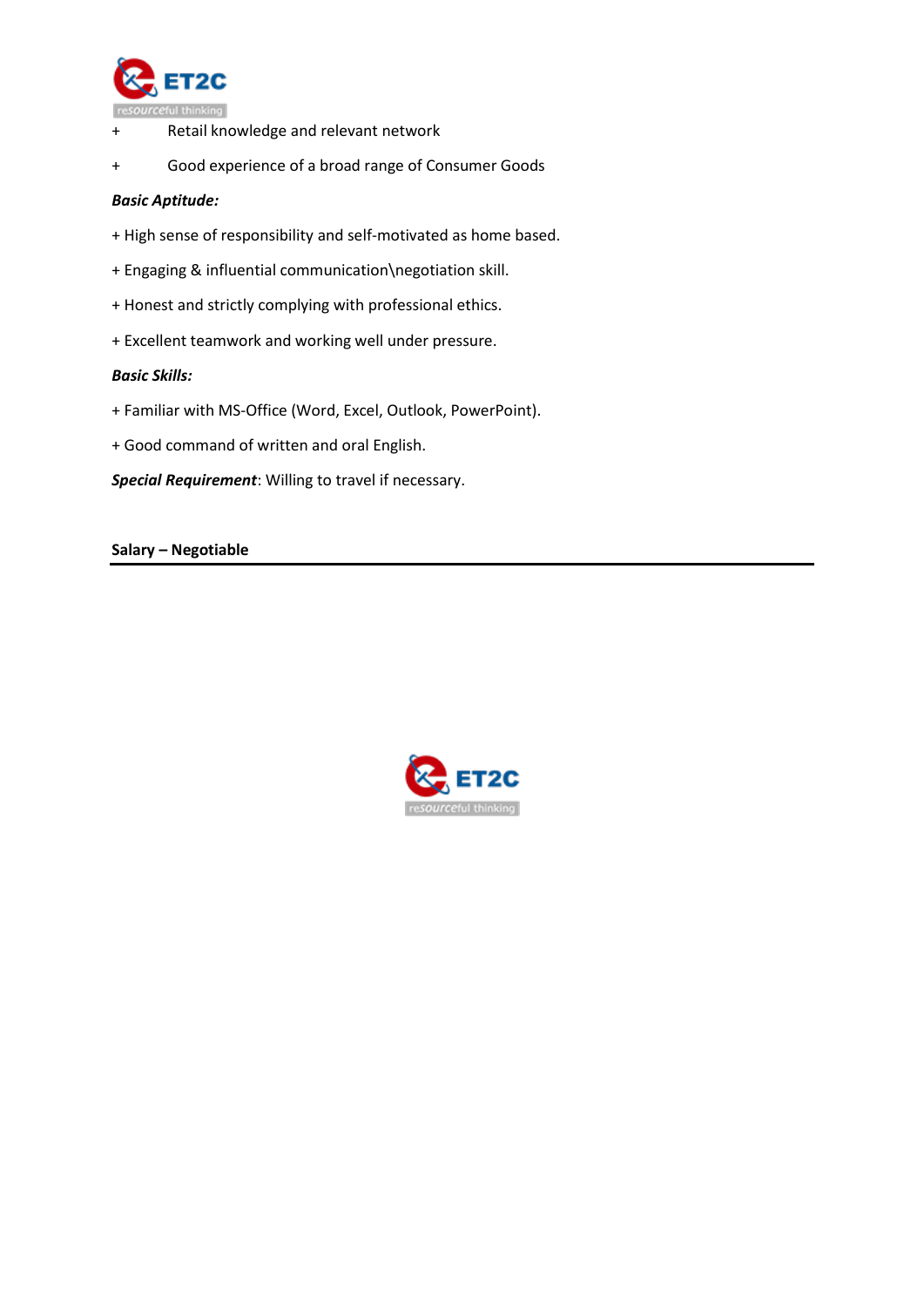\+ Retail knowledge and relevant network

\+ Good experience of a broad range of Consumer Goods

***Basic Aptitude:***

\+ High sense of responsibility and self-motivated as home based.

\+ Engaging & influential communication\negotiation skill.

\+ Honest and strictly complying with professional ethics.

\+ Excellent teamwork and working well under pressure.

***Basic Skills:***

\+ Familiar with MS-Office (Word, Excel, Outlook, PowerPoint).

\+ Good command of written and oral English.

***Special Requirement***: Willing to travel if necessary.

**Salary – Negotiable**

---